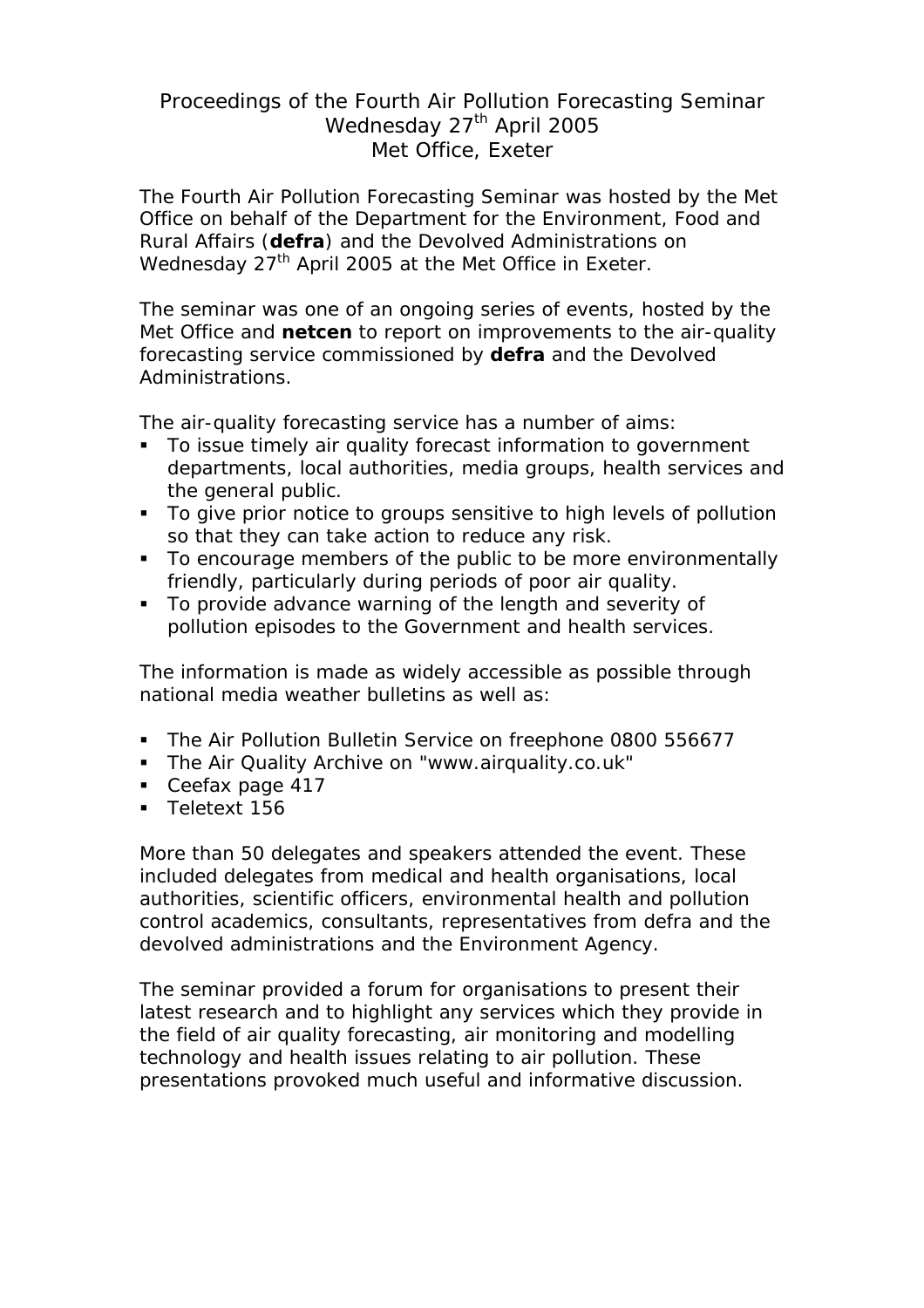# Proceedings of the Fourth Air Pollution Forecasting Seminar
## Wednesday 27th April 2005
## Met Office, Exeter

The Fourth Air Pollution Forecasting Seminar was hosted by the Met Office on behalf of the Department for the Environment, Food and Rural Affairs (**defra**) and the Devolved Administrations on Wednesday 27th April 2005 at the Met Office in Exeter.

The seminar was one of an ongoing series of events, hosted by the Met Office and **netcen** to report on improvements to the air-quality forecasting service commissioned by **defra** and the Devolved Administrations.

The air-quality forecasting service has a number of aims:

- To issue timely air quality forecast information to government departments, local authorities, media groups, health services and the general public.
- To give prior notice to groups sensitive to high levels of pollution so that they can take action to reduce any risk.
- To encourage members of the public to be more environmentally friendly, particularly during periods of poor air quality.
- To provide advance warning of the length and severity of pollution episodes to the Government and health services.

The information is made as widely accessible as possible through national media weather bulletins as well as:

- The Air Pollution Bulletin Service on freephone 0800 556677
- The Air Quality Archive on "www.airquality.co.uk"
- Ceefax page 417
- Teletext 156

More than 50 delegates and speakers attended the event. These included delegates from medical and health organisations, local authorities, scientific officers, environmental health and pollution control academics, consultants, representatives from defra and the devolved administrations and the Environment Agency.

The seminar provided a forum for organisations to present their latest research and to highlight any services which they provide in the field of air quality forecasting, air monitoring and modelling technology and health issues relating to air pollution. These presentations provoked much useful and informative discussion.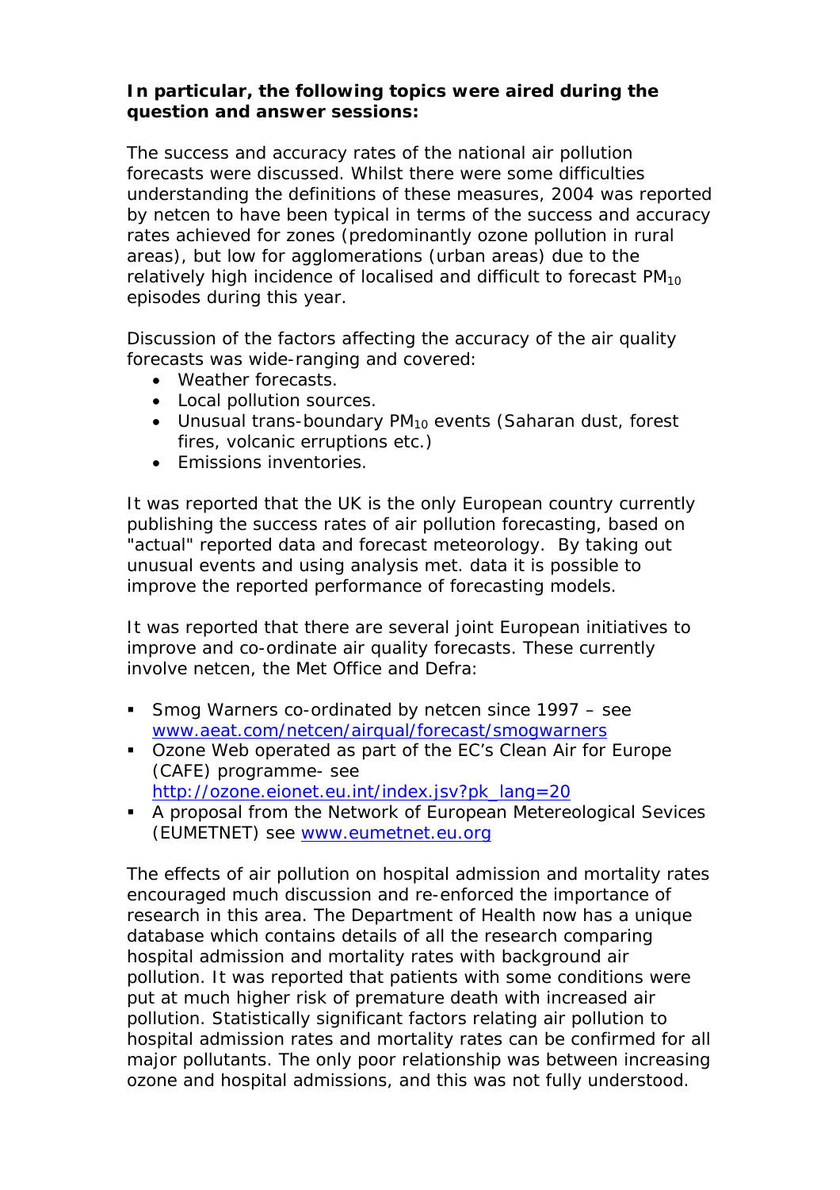**In particular, the following topics were aired during the question and answer sessions:**

The success and accuracy rates of the national air pollution forecasts were discussed. Whilst there were some difficulties understanding the definitions of these measures, 2004 was reported by netcen to have been typical in terms of the success and accuracy rates achieved for zones (predominantly ozone pollution in rural areas), but low for agglomerations (urban areas) due to the relatively high incidence of localised and difficult to forecast $PM_{10}$ episodes during this year.

Discussion of the factors affecting the accuracy of the air quality forecasts was wide-ranging and covered:

- Weather forecasts.
- Local pollution sources.
- Unusual trans-boundary $PM_{10}$ events (Saharan dust, forest fires, volcanic erruptions etc.)
- Emissions inventories.

It was reported that the UK is the only European country currently publishing the success rates of air pollution forecasting, based on "actual" reported data and forecast meteorology. By taking out unusual events and using analysis met. data it is possible to improve the reported performance of forecasting models.

It was reported that there are several joint European initiatives to improve and co-ordinate air quality forecasts. These currently involve netcen, the Met Office and Defra:

- Smog Warners co-ordinated by netcen since 1997 – see www.aeat.com/netcen/airqual/forecast/smogwarners
- Ozone Web operated as part of the EC's Clean Air for Europe (CAFE) programme- see http://ozone.eionet.eu.int/index.jsv?pk_lang=20
- A proposal from the Network of European Metereological Sevices (EUMETNET) see www.eumetnet.eu.org

The effects of air pollution on hospital admission and mortality rates encouraged much discussion and re-enforced the importance of research in this area. The Department of Health now has a unique database which contains details of all the research comparing hospital admission and mortality rates with background air pollution. It was reported that patients with some conditions were put at much higher risk of premature death with increased air pollution. Statistically significant factors relating air pollution to hospital admission rates and mortality rates can be confirmed for all major pollutants. The only poor relationship was between increasing ozone and hospital admissions, and this was not fully understood.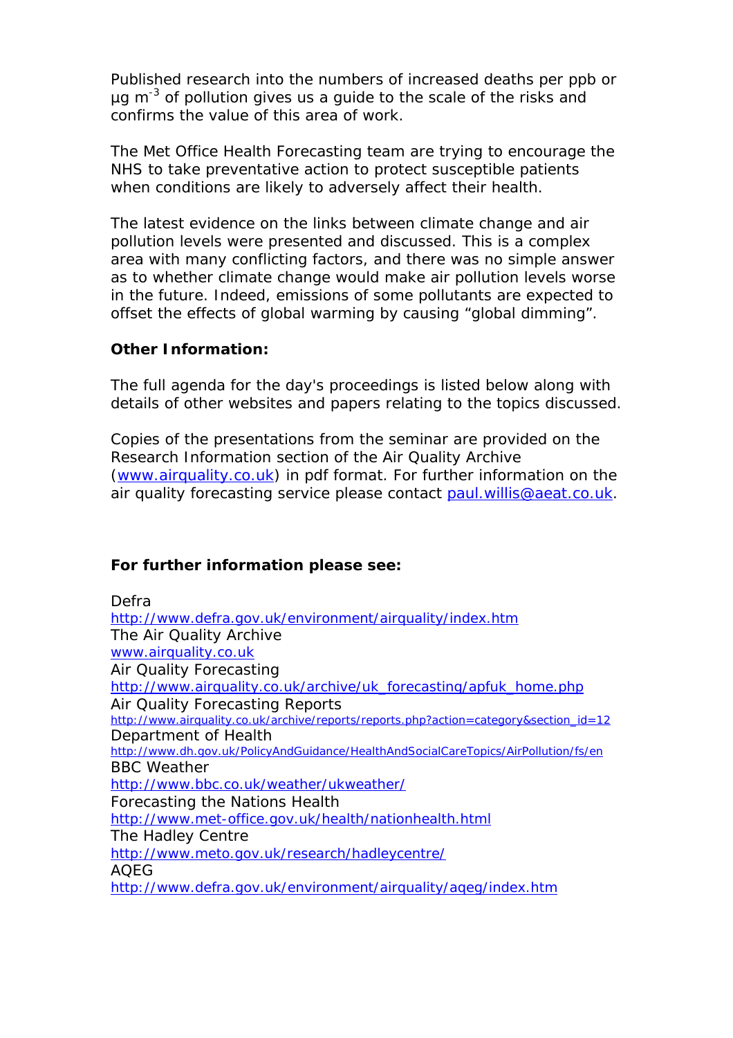Published research into the numbers of increased deaths per ppb or µg $m^{-3}$ of pollution gives us a guide to the scale of the risks and confirms the value of this area of work.

The Met Office Health Forecasting team are trying to encourage the NHS to take preventative action to protect susceptible patients when conditions are likely to adversely affect their health.

The latest evidence on the links between climate change and air pollution levels were presented and discussed. This is a complex area with many conflicting factors, and there was no simple answer as to whether climate change would make air pollution levels worse in the future. Indeed, emissions of some pollutants are expected to offset the effects of global warming by causing "global dimming".

**Other Information:**

The full agenda for the day's proceedings is listed below along with details of other websites and papers relating to the topics discussed.

Copies of the presentations from the seminar are provided on the Research Information section of the Air Quality Archive (www.airquality.co.uk) in pdf format. For further information on the air quality forecasting service please contact paul.willis@aeat.co.uk.

**For further information please see:**

Defra
http://www.defra.gov.uk/environment/airquality/index.htm
The Air Quality Archive
www.airquality.co.uk
Air Quality Forecasting
http://www.airquality.co.uk/archive/uk_forecasting/apfuk_home.php
Air Quality Forecasting Reports
http://www.airquality.co.uk/archive/reports/reports.php?action=category&section_id=12
Department of Health
http://www.dh.gov.uk/PolicyAndGuidance/HealthAndSocialCareTopics/AirPollution/fs/en
BBC Weather
http://www.bbc.co.uk/weather/ukweather/
Forecasting the Nations Health
http://www.met-office.gov.uk/health/nationhealth.html
The Hadley Centre
http://www.meto.gov.uk/research/hadleycentre/
AQEG
http://www.defra.gov.uk/environment/airquality/aqeg/index.htm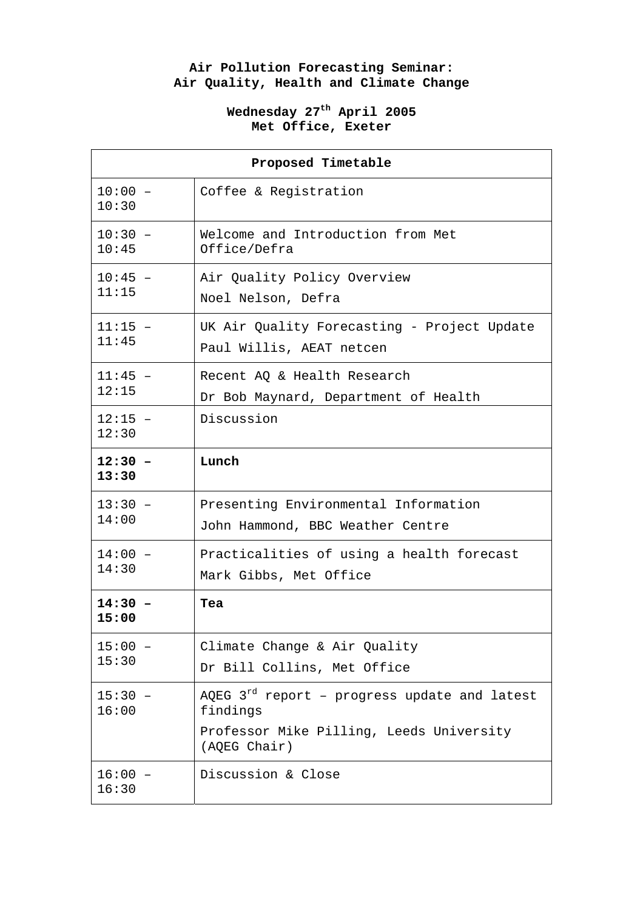**Air Pollution Forecasting Seminar:**
**Air Quality, Health and Climate Change**

**Wednesday 27th April 2005**
**Met Office, Exeter**

| **Proposed Timetable** | |
|---|---|
| 10:00 – 10:30 | Coffee & Registration |
| 10:30 – 10:45 | Welcome and Introduction from Met Office/Defra |
| 10:45 – 11:15 | Air Quality Policy Overview<br>Noel Nelson, Defra |
| 11:15 – 11:45 | UK Air Quality Forecasting - Project Update<br>Paul Willis, AEAT netcen |
| 11:45 – 12:15 | Recent AQ & Health Research<br>Dr Bob Maynard, Department of Health |
| 12:15 – 12:30 | Discussion |
| **12:30 – 13:30** | **Lunch** |
| 13:30 – 14:00 | Presenting Environmental Information<br>John Hammond, BBC Weather Centre |
| 14:00 – 14:30 | Practicalities of using a health forecast<br>Mark Gibbs, Met Office |
| **14:30 – 15:00** | **Tea** |
| 15:00 – 15:30 | Climate Change & Air Quality<br>Dr Bill Collins, Met Office |
| 15:30 – 16:00 | AQEG 3rd report – progress update and latest findings<br>Professor Mike Pilling, Leeds University (AQEG Chair) |
| 16:00 – 16:30 | Discussion & Close |